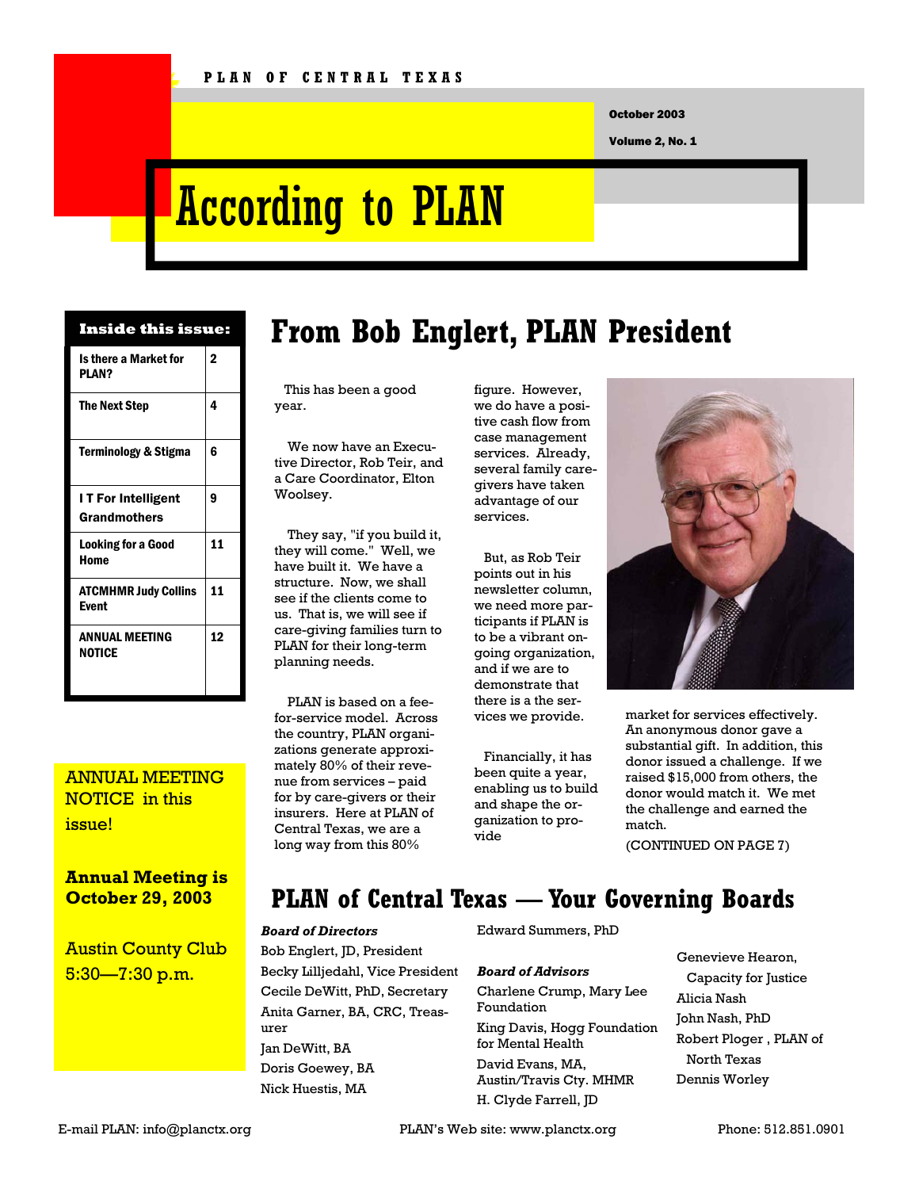PLAN OF CENTRAL TEXAS

October 2003

Volume 2, No. 1

# According to PLAN

**Inside this issue:**

| Article | Page |
|---|---|
| Is there a Market for PLAN? | 2 |
| The Next Step | 4 |
| Terminology & Stigma | 6 |
| I T For Intelligent Grandmothers | 9 |
| Looking for a Good Home | 11 |
| ATCMHMR Judy Collins Event | 11 |
| ANNUAL MEETING NOTICE | 12 |

ANNUAL MEETING NOTICE in this issue!

**Annual Meeting is October 29, 2003**

Austin County Club
5:30—7:30 p.m.

## From Bob Englert, PLAN President

This has been a good year.

We now have an Executive Director, Rob Teir, and a Care Coordinator, Elton Woolsey.

They say, "if you build it, they will come." Well, we have built it. We have a structure. Now, we shall see if the clients come to us. That is, we will see if care-giving families turn to PLAN for their long-term planning needs.

PLAN is based on a fee-for-service model. Across the country, PLAN organizations generate approximately 80% of their revenue from services – paid for by care-givers or their insurers. Here at PLAN of Central Texas, we are a long way from this 80% figure. However, we do have a positive cash flow from case management services. Already, several family care-givers have taken advantage of our services.

But, as Rob Teir points out in his newsletter column, we need more participants if PLAN is to be a vibrant ongoing organization, and if we are to demonstrate that there is a the services we provide.

Financially, it has been quite a year, enabling us to build and shape the organization to provide market for services effectively. An anonymous donor gave a substantial gift. In addition, this donor issued a challenge. If we raised $15,000 from others, the donor would match it. We met the challenge and earned the match.

(CONTINUED ON PAGE 7)

## PLAN of Central Texas — Your Governing Boards

***Board of Directors***

Bob Englert, JD, President
Becky Lilljedahl, Vice President
Cecile DeWitt, PhD, Secretary
Anita Garner, BA, CRC, Treasurer
Jan DeWitt, BA
Doris Goewey, BA
Nick Huestis, MA
Edward Summers, PhD

***Board of Advisors***

Charlene Crump, Mary Lee Foundation
King Davis, Hogg Foundation for Mental Health
David Evans, MA, Austin/Travis Cty. MHMR
H. Clyde Farrell, JD
Genevieve Hearon, Capacity for Justice
Alicia Nash
John Nash, PhD
Robert Ploger , PLAN of North Texas
Dennis Worley

E-mail PLAN: info@planctx.org PLAN's Web site: www.planctx.org Phone: 512.851.0901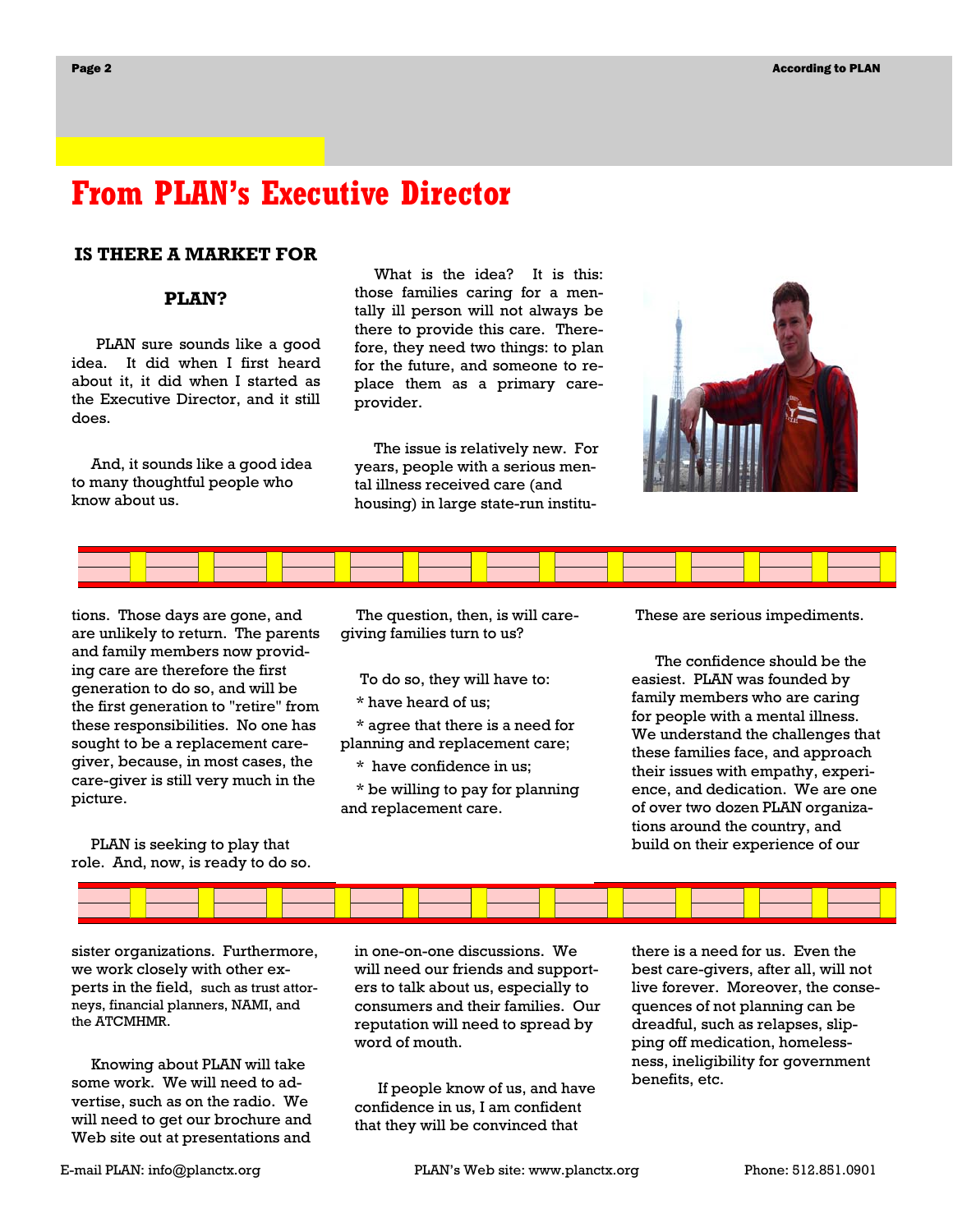# From PLAN's Executive Director

## IS THERE A MARKET FOR PLAN?

PLAN sure sounds like a good idea. It did when I first heard about it, it did when I started as the Executive Director, and it still does.

And, it sounds like a good idea to many thoughtful people who know about us.

What is the idea? It is this: those families caring for a mentally ill person will not always be there to provide this care. Therefore, they need two things: to plan for the future, and someone to replace them as a primary care-provider.

The issue is relatively new. For years, people with a serious mental illness received care (and housing) in large state-run institutions. Those days are gone, and are unlikely to return. The parents and family members now providing care are therefore the first generation to do so, and will be the first generation to "retire" from these responsibilities. No one has sought to be a replacement care-giver, because, in most cases, the care-giver is still very much in the picture.

PLAN is seeking to play that role. And, now, is ready to do so.

The question, then, is will care-giving families turn to us?

To do so, they will have to:

* have heard of us;
* agree that there is a need for planning and replacement care;
* have confidence in us;
* be willing to pay for planning and replacement care.

These are serious impediments.

The confidence should be the easiest. PLAN was founded by family members who are caring for people with a mental illness. We understand the challenges that these families face, and approach their issues with empathy, experience, and dedication. We are one of over two dozen PLAN organizations around the country, and build on their experience of our sister organizations. Furthermore, we work closely with other experts in the field, such as trust attorneys, financial planners, NAMI, and the ATCMHMR.

Knowing about PLAN will take some work. We will need to advertise, such as on the radio. We will need to get our brochure and Web site out at presentations and in one-on-one discussions. We will need our friends and supporters to talk about us, especially to consumers and their families. Our reputation will need to spread by word of mouth.

If people know of us, and have confidence in us, I am confident that they will be convinced that there is a need for us. Even the best care-givers, after all, will not live forever. Moreover, the consequences of not planning can be dreadful, such as relapses, slipping off medication, homelessness, ineligibility for government benefits, etc.

E-mail PLAN: info@planctx.org PLAN's Web site: www.planctx.org Phone: 512.851.0901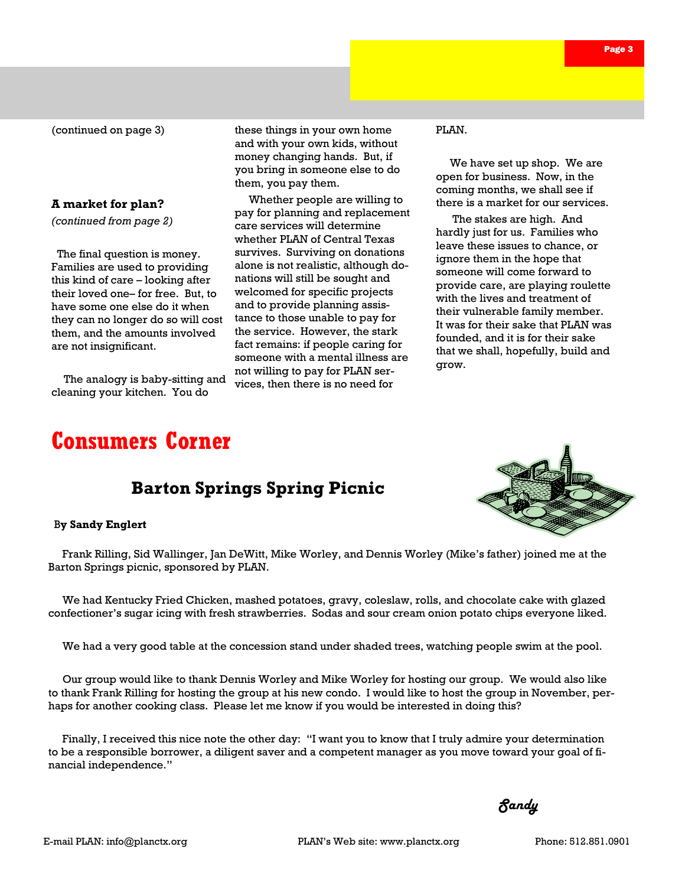(continued on page 3)

### A market for plan?

*(continued from page 2)*

The final question is money. Families are used to providing this kind of care – looking after their loved one– for free. But, to have some one else do it when they can no longer do so will cost them, and the amounts involved are not insignificant.

The analogy is baby-sitting and cleaning your kitchen. You do these things in your own home and with your own kids, without money changing hands. But, if you bring in someone else to do them, you pay them.

Whether people are willing to pay for planning and replacement care services will determine whether PLAN of Central Texas survives. Surviving on donations alone is not realistic, although donations will still be sought and welcomed for specific projects and to provide planning assistance to those unable to pay for the service. However, the stark fact remains: if people caring for someone with a mental illness are not willing to pay for PLAN services, then there is no need for PLAN.

We have set up shop. We are open for business. Now, in the coming months, we shall see if there is a market for our services.

The stakes are high. And hardly just for us. Families who leave these issues to chance, or ignore them in the hope that someone will come forward to provide care, are playing roulette with the lives and treatment of their vulnerable family member. It was for their sake that PLAN was founded, and it is for their sake that we shall, hopefully, build and grow.

# Consumers Corner

## Barton Springs Spring Picnic

By **Sandy Englert**

Frank Rilling, Sid Wallinger, Jan DeWitt, Mike Worley, and Dennis Worley (Mike's father) joined me at the Barton Springs picnic, sponsored by PLAN.

We had Kentucky Fried Chicken, mashed potatoes, gravy, coleslaw, rolls, and chocolate cake with glazed confectioner's sugar icing with fresh strawberries. Sodas and sour cream onion potato chips everyone liked.

We had a very good table at the concession stand under shaded trees, watching people swim at the pool.

Our group would like to thank Dennis Worley and Mike Worley for hosting our group. We would also like to thank Frank Rilling for hosting the group at his new condo. I would like to host the group in November, perhaps for another cooking class. Please let me know if you would be interested in doing this?

Finally, I received this nice note the other day: "I want you to know that I truly admire your determination to be a responsible borrower, a diligent saver and a competent manager as you move toward your goal of financial independence."

*Sandy*

E-mail PLAN: info@planctx.org PLAN's Web site: www.planctx.org Phone: 512.851.0901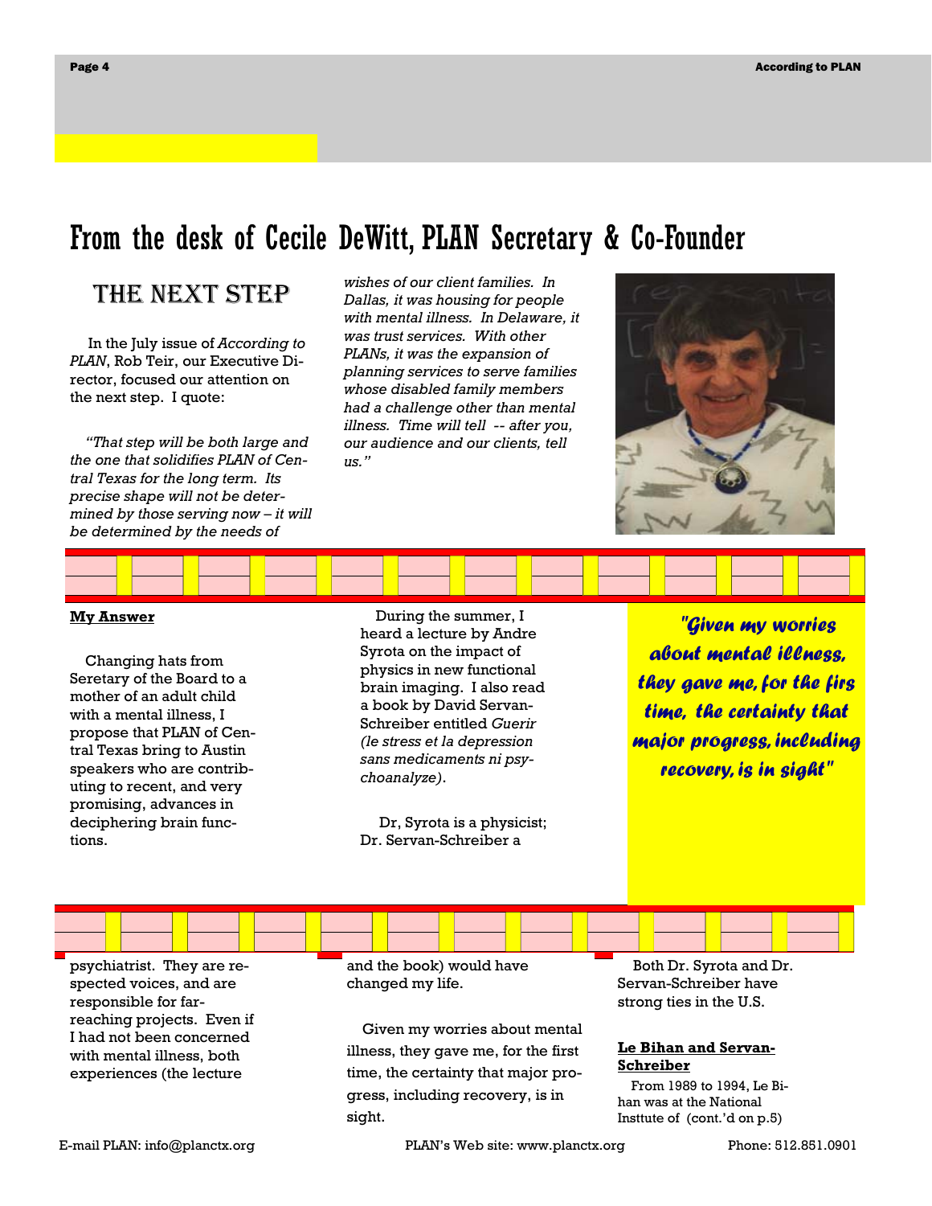# From the desk of Cecile DeWitt, PLAN Secretary & Co-Founder

## THE NEXT STEP

In the July issue of *According to PLAN*, Rob Teir, our Executive Director, focused our attention on the next step. I quote:

*"That step will be both large and the one that solidifies PLAN of Central Texas for the long term. Its precise shape will not be determined by those serving now – it will be determined by the needs of wishes of our client families. In Dallas, it was housing for people with mental illness. In Delaware, it was trust services. With other PLANs, it was the expansion of planning services to serve families whose disabled family members had a challenge other than mental illness. Time will tell -- after you, our audience and our clients, tell us."*

**My Answer**

Changing hats from Seretary of the Board to a mother of an adult child with a mental illness, I propose that PLAN of Central Texas bring to Austin speakers who are contributing to recent, and very promising, advances in deciphering brain functions.

During the summer, I heard a lecture by Andre Syrota on the impact of physics in new functional brain imaging. I also read a book by David Servan-Schreiber entitled *Guerir (le stress et la depression sans medicaments ni psychoanalyze)*.

Dr, Syrota is a physicist; Dr. Servan-Schreiber a psychiatrist. They are respected voices, and are responsible for far-reaching projects. Even if I had not been concerned with mental illness, both experiences (the lecture and the book) would have changed my life.

Given my worries about mental illness, they gave me, for the first time, the certainty that major progress, including recovery, is in sight.

> *"Given my worries about mental illness, they gave me, for the firs time, the certainty that major progress, including recovery, is in sight"*

Both Dr. Syrota and Dr. Servan-Schreiber have strong ties in the U.S.

**Le Bihan and Servan-Schreiber**

From 1989 to 1994, Le Bihan was at the National Insttute of (cont.'d on p.5)

E-mail PLAN: info@planctx.org PLAN's Web site: www.planctx.org Phone: 512.851.0901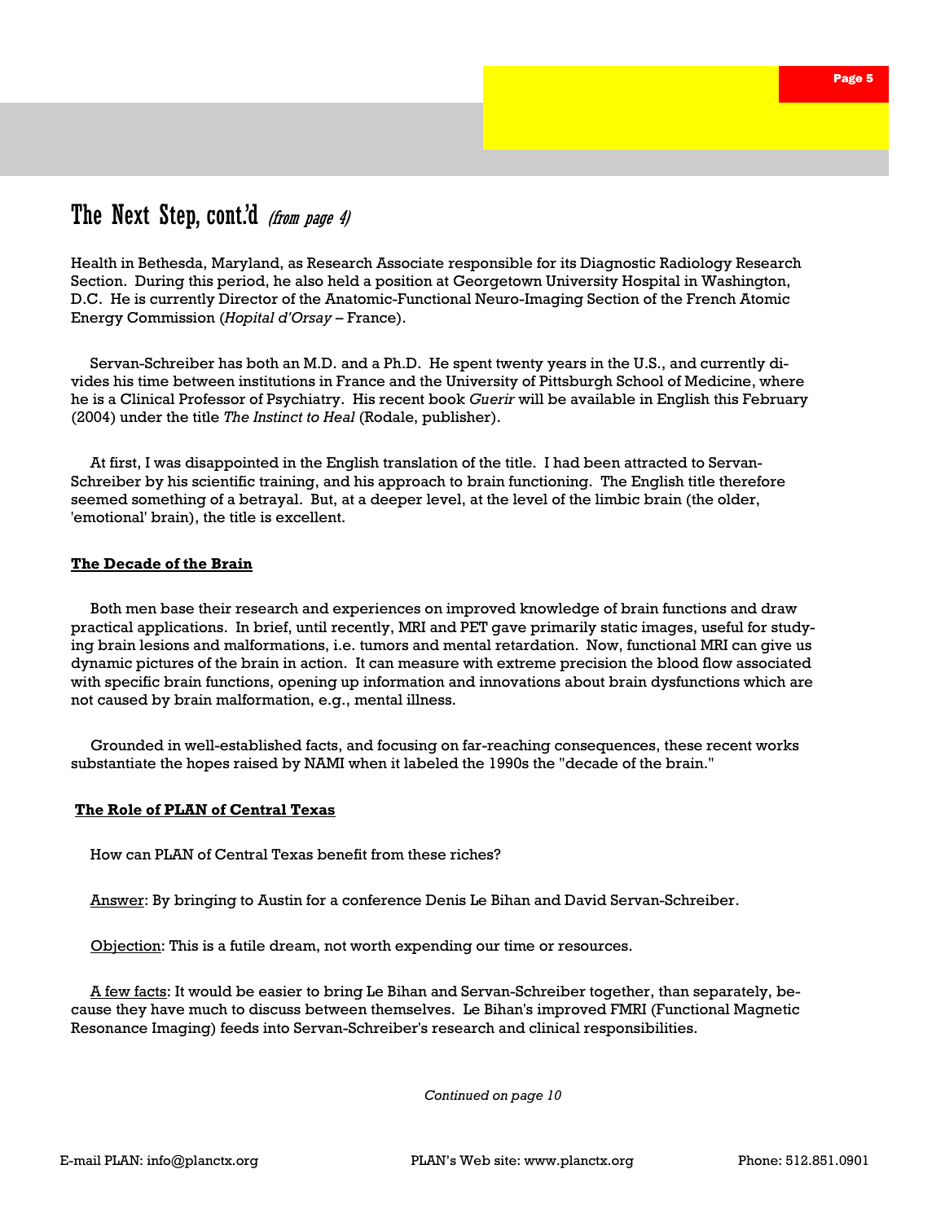## The Next Step, cont.'d *(from page 4)*

Health in Bethesda, Maryland, as Research Associate responsible for its Diagnostic Radiology Research Section. During this period, he also held a position at Georgetown University Hospital in Washington, D.C. He is currently Director of the Anatomic-Functional Neuro-Imaging Section of the French Atomic Energy Commission (*Hopital d'Orsay* – France).

Servan-Schreiber has both an M.D. and a Ph.D. He spent twenty years in the U.S., and currently divides his time between institutions in France and the University of Pittsburgh School of Medicine, where he is a Clinical Professor of Psychiatry. His recent book *Guerir* will be available in English this February (2004) under the title *The Instinct to Heal* (Rodale, publisher).

At first, I was disappointed in the English translation of the title. I had been attracted to Servan-Schreiber by his scientific training, and his approach to brain functioning. The English title therefore seemed something of a betrayal. But, at a deeper level, at the level of the limbic brain (the older, 'emotional' brain), the title is excellent.

**The Decade of the Brain**

Both men base their research and experiences on improved knowledge of brain functions and draw practical applications. In brief, until recently, MRI and PET gave primarily static images, useful for studying brain lesions and malformations, i.e. tumors and mental retardation. Now, functional MRI can give us dynamic pictures of the brain in action. It can measure with extreme precision the blood flow associated with specific brain functions, opening up information and innovations about brain dysfunctions which are not caused by brain malformation, e.g., mental illness.

Grounded in well-established facts, and focusing on far-reaching consequences, these recent works substantiate the hopes raised by NAMI when it labeled the 1990s the "decade of the brain."

**The Role of PLAN of Central Texas**

How can PLAN of Central Texas benefit from these riches?

Answer: By bringing to Austin for a conference Denis Le Bihan and David Servan-Schreiber.

Objection: This is a futile dream, not worth expending our time or resources.

A few facts: It would be easier to bring Le Bihan and Servan-Schreiber together, than separately, because they have much to discuss between themselves. Le Bihan's improved FMRI (Functional Magnetic Resonance Imaging) feeds into Servan-Schreiber's research and clinical responsibilities.

*Continued on page 10*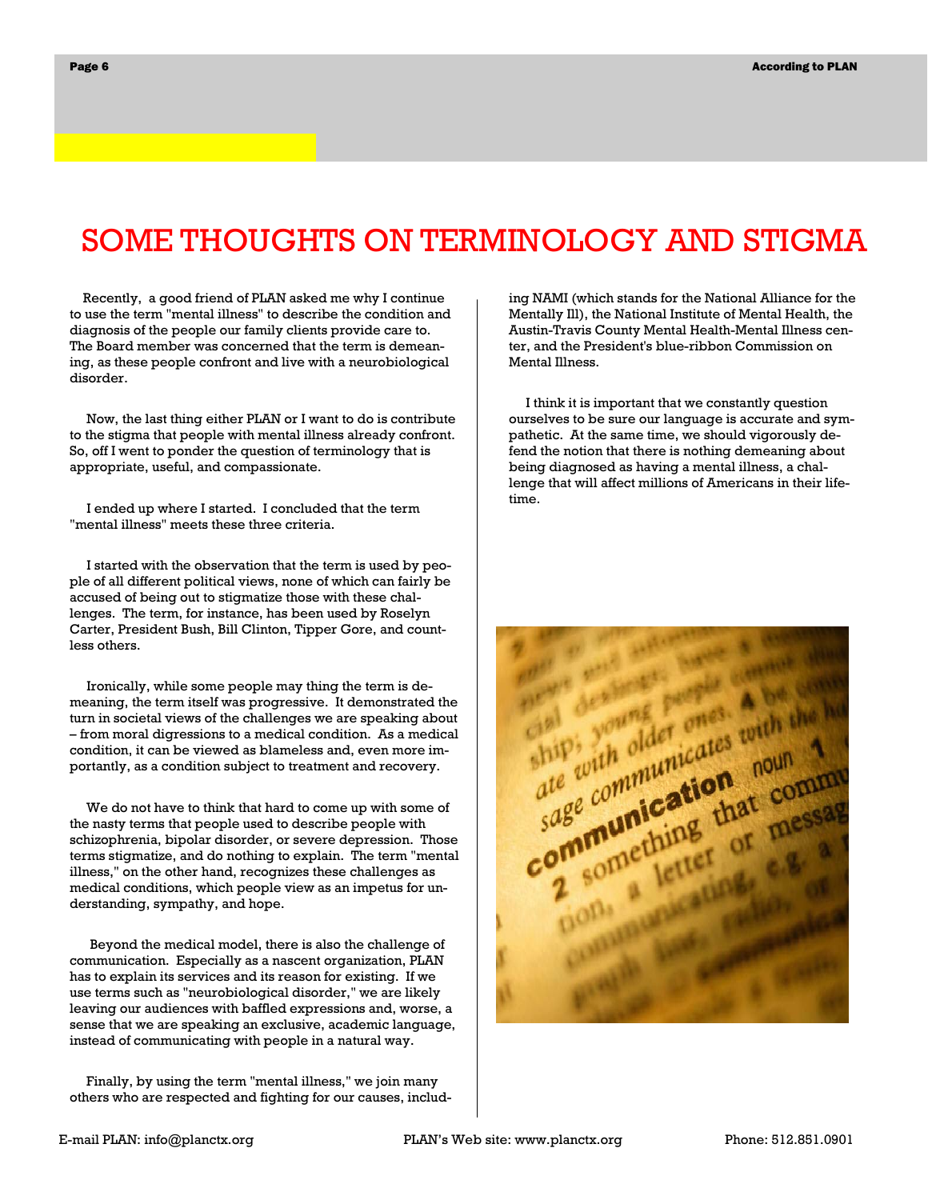# SOME THOUGHTS ON TERMINOLOGY AND STIGMA

Recently, a good friend of PLAN asked me why I continue to use the term "mental illness" to describe the condition and diagnosis of the people our family clients provide care to. The Board member was concerned that the term is demeaning, as these people confront and live with a neurobiological disorder.

Now, the last thing either PLAN or I want to do is contribute to the stigma that people with mental illness already confront. So, off I went to ponder the question of terminology that is appropriate, useful, and compassionate.

I ended up where I started. I concluded that the term "mental illness" meets these three criteria.

I started with the observation that the term is used by people of all different political views, none of which can fairly be accused of being out to stigmatize those with these challenges. The term, for instance, has been used by Roselyn Carter, President Bush, Bill Clinton, Tipper Gore, and countless others.

Ironically, while some people may thing the term is demeaning, the term itself was progressive. It demonstrated the turn in societal views of the challenges we are speaking about – from moral digressions to a medical condition. As a medical condition, it can be viewed as blameless and, even more importantly, as a condition subject to treatment and recovery.

We do not have to think that hard to come up with some of the nasty terms that people used to describe people with schizophrenia, bipolar disorder, or severe depression. Those terms stigmatize, and do nothing to explain. The term "mental illness," on the other hand, recognizes these challenges as medical conditions, which people view as an impetus for understanding, sympathy, and hope.

Beyond the medical model, there is also the challenge of communication. Especially as a nascent organization, PLAN has to explain its services and its reason for existing. If we use terms such as "neurobiological disorder," we are likely leaving our audiences with baffled expressions and, worse, a sense that we are speaking an exclusive, academic language, instead of communicating with people in a natural way.

Finally, by using the term "mental illness," we join many others who are respected and fighting for our causes, including NAMI (which stands for the National Alliance for the Mentally Ill), the National Institute of Mental Health, the Austin-Travis County Mental Health-Mental Illness center, and the President's blue-ribbon Commission on Mental Illness.

I think it is important that we constantly question ourselves to be sure our language is accurate and sympathetic. At the same time, we should vigorously defend the notion that there is nothing demeaning about being diagnosed as having a mental illness, a challenge that will affect millions of Americans in their lifetime.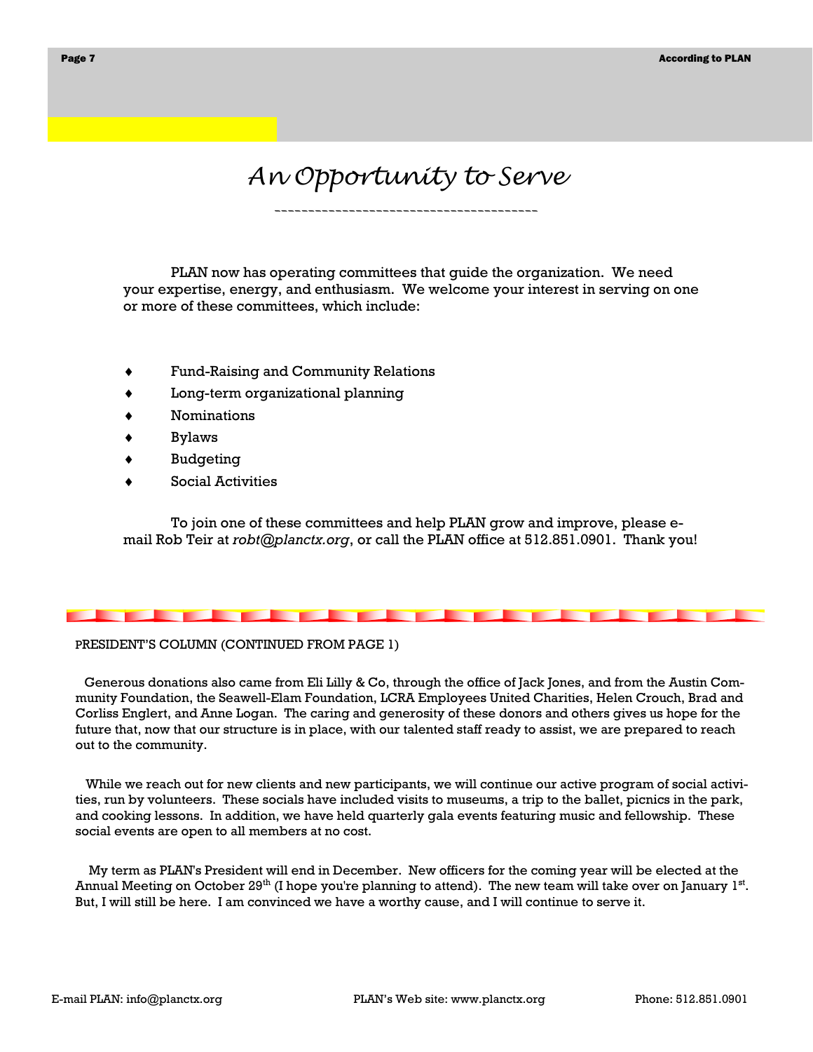# An Opportunity to Serve

PLAN now has operating committees that guide the organization. We need your expertise, energy, and enthusiasm. We welcome your interest in serving on one or more of these committees, which include:

- Fund-Raising and Community Relations
- Long-term organizational planning
- Nominations
- Bylaws
- Budgeting
- Social Activities

To join one of these committees and help PLAN grow and improve, please e-mail Rob Teir at *robt@planctx.org*, or call the PLAN office at 512.851.0901. Thank you!

PRESIDENT'S COLUMN (CONTINUED FROM PAGE 1)

Generous donations also came from Eli Lilly & Co, through the office of Jack Jones, and from the Austin Community Foundation, the Seawell-Elam Foundation, LCRA Employees United Charities, Helen Crouch, Brad and Corliss Englert, and Anne Logan. The caring and generosity of these donors and others gives us hope for the future that, now that our structure is in place, with our talented staff ready to assist, we are prepared to reach out to the community.

While we reach out for new clients and new participants, we will continue our active program of social activities, run by volunteers. These socials have included visits to museums, a trip to the ballet, picnics in the park, and cooking lessons. In addition, we have held quarterly gala events featuring music and fellowship. These social events are open to all members at no cost.

My term as PLAN's President will end in December. New officers for the coming year will be elected at the Annual Meeting on October 29th (I hope you're planning to attend). The new team will take over on January 1st. But, I will still be here. I am convinced we have a worthy cause, and I will continue to serve it.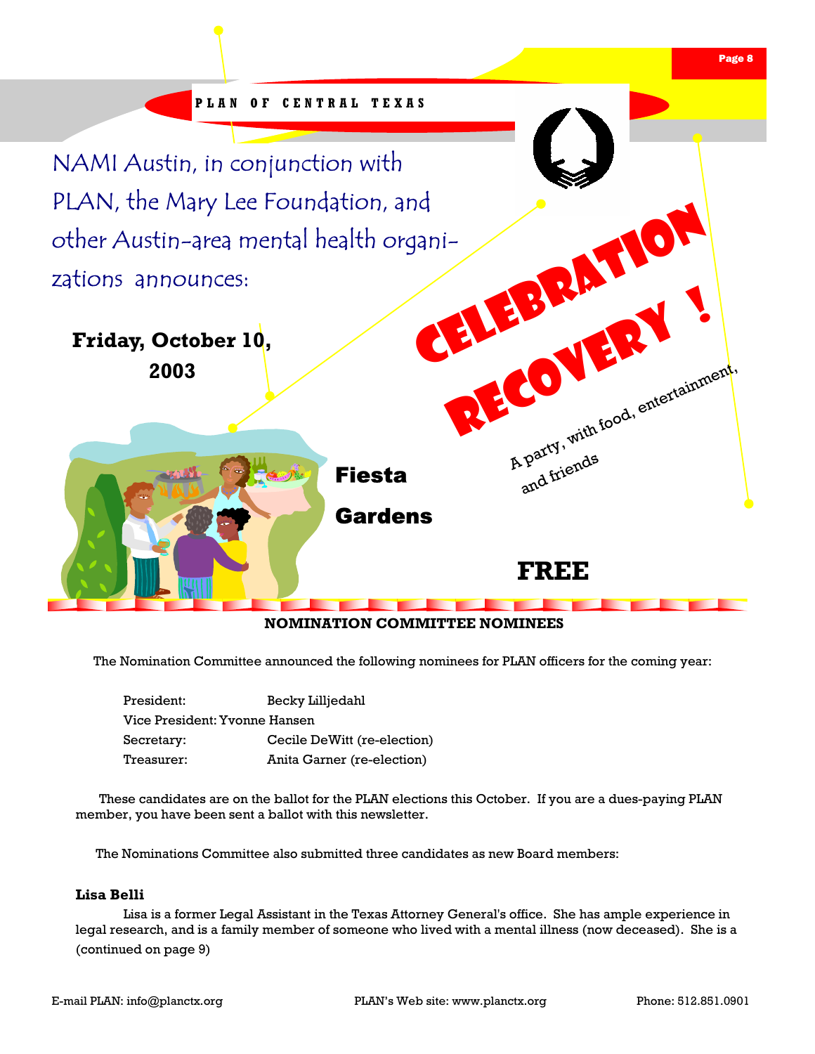NAMI Austin, in conjunction with PLAN, the Mary Lee Foundation, and other Austin-area mental health organizations announces:

# CELEBRATION RECOVERY!

A party, with food, entertainment, and friends

**Friday, October 10, 2003**

**Fiesta Gardens**

**FREE**

---

## NOMINATION COMMITTEE NOMINEES

The Nomination Committee announced the following nominees for PLAN officers for the coming year:

| | |
|---|---|
| President: | Becky Lilljedahl |
| Vice President: | Yvonne Hansen |
| Secretary: | Cecile DeWitt (re-election) |
| Treasurer: | Anita Garner (re-election) |

These candidates are on the ballot for the PLAN elections this October. If you are a dues-paying PLAN member, you have been sent a ballot with this newsletter.

The Nominations Committee also submitted three candidates as new Board members:

**Lisa Belli**

Lisa is a former Legal Assistant in the Texas Attorney General's office. She has ample experience in legal research, and is a family member of someone who lived with a mental illness (now deceased). She is a (continued on page 9)

E-mail PLAN: info@planctx.org PLAN's Web site: www.planctx.org Phone: 512.851.0901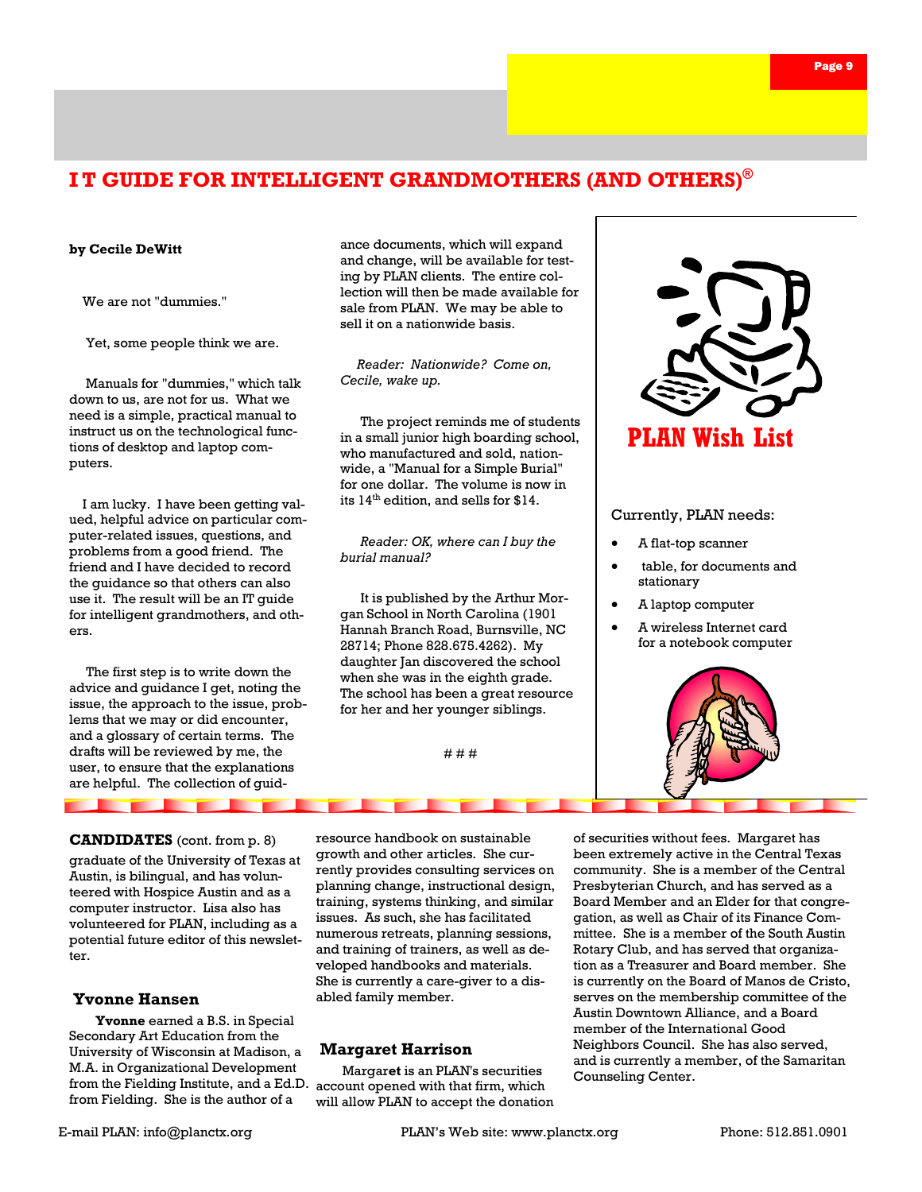# I T GUIDE FOR INTELLIGENT GRANDMOTHERS (AND OTHERS)®

**by Cecile DeWitt**

We are not "dummies."

Yet, some people think we are.

Manuals for "dummies," which talk down to us, are not for us. What we need is a simple, practical manual to instruct us on the technological functions of desktop and laptop computers.

I am lucky. I have been getting valued, helpful advice on particular computer-related issues, questions, and problems from a good friend. The friend and I have decided to record the guidance so that others can also use it. The result will be an IT guide for intelligent grandmothers, and others.

The first step is to write down the advice and guidance I get, noting the issue, the approach to the issue, problems that we may or did encounter, and a glossary of certain terms. The drafts will be reviewed by me, the user, to ensure that the explanations are helpful. The collection of guidance documents, which will expand and change, will be available for testing by PLAN clients. The entire collection will then be made available for sale from PLAN. We may be able to sell it on a nationwide basis.

*Reader: Nationwide? Come on, Cecile, wake up.*

The project reminds me of students in a small junior high boarding school, who manufactured and sold, nationwide, a "Manual for a Simple Burial" for one dollar. The volume is now in its 14th edition, and sells for $14.

*Reader: OK, where can I buy the burial manual?*

It is published by the Arthur Morgan School in North Carolina (1901 Hannah Branch Road, Burnsville, NC 28714; Phone 828.675.4262). My daughter Jan discovered the school when she was in the eighth grade. The school has been a great resource for her and her younger siblings.

# # #

## PLAN Wish List

Currently, PLAN needs:

- A flat-top scanner
- table, for documents and stationary
- A laptop computer
- A wireless Internet card for a notebook computer

---

**CANDIDATES** (cont. from p. 8)

graduate of the University of Texas at Austin, is bilingual, and has volunteered with Hospice Austin and as a computer instructor. Lisa also has volunteered for PLAN, including as a potential future editor of this newsletter.

### Yvonne Hansen

**Yvonne** earned a B.S. in Special Secondary Art Education from the University of Wisconsin at Madison, a M.A. in Organizational Development from the Fielding Institute, and a Ed.D. from Fielding. She is the author of a resource handbook on sustainable growth and other articles. She currently provides consulting services on planning change, instructional design, training, systems thinking, and similar issues. As such, she has facilitated numerous retreats, planning sessions, and training of trainers, as well as developed handbooks and materials. She is currently a care-giver to a disabled family member.

### Margaret Harrison

Margare**t** is an PLAN's securities account opened with that firm, which will allow PLAN to accept the donation of securities without fees. Margaret has been extremely active in the Central Texas community. She is a member of the Central Presbyterian Church, and has served as a Board Member and an Elder for that congregation, as well as Chair of its Finance Committee. She is a member of the South Austin Rotary Club, and has served that organization as a Treasurer and Board member. She is currently on the Board of Manos de Cristo, serves on the membership committee of the Austin Downtown Alliance, and a Board member of the International Good Neighbors Council. She has also served, and is currently a member, of the Samaritan Counseling Center.

E-mail PLAN: info@planctx.org PLAN's Web site: www.planctx.org Phone: 512.851.0901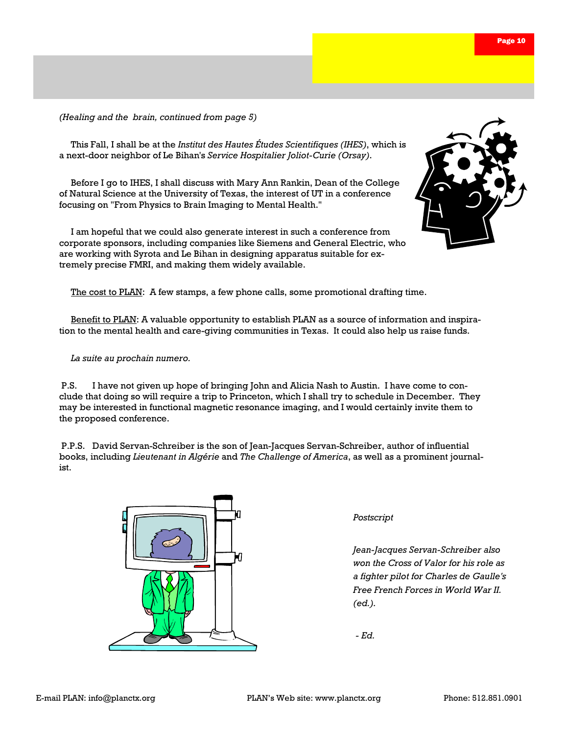*(Healing and the brain, continued from page 5)*

This Fall, I shall be at the *Institut des Hautes Études Scientifiques (IHES)*, which is a next-door neighbor of Le Bihan's *Service Hospitalier Joliot-Curie (Orsay)*.

Before I go to IHES, I shall discuss with Mary Ann Rankin, Dean of the College of Natural Science at the University of Texas, the interest of UT in a conference focusing on "From Physics to Brain Imaging to Mental Health."

I am hopeful that we could also generate interest in such a conference from corporate sponsors, including companies like Siemens and General Electric, who are working with Syrota and Le Bihan in designing apparatus suitable for extremely precise FMRI, and making them widely available.

<u>The cost to PLAN</u>: A few stamps, a few phone calls, some promotional drafting time.

<u>Benefit to PLAN</u>: A valuable opportunity to establish PLAN as a source of information and inspiration to the mental health and care-giving communities in Texas. It could also help us raise funds.

*La suite au prochain numero.*

P.S. I have not given up hope of bringing John and Alicia Nash to Austin. I have come to conclude that doing so will require a trip to Princeton, which I shall try to schedule in December. They may be interested in functional magnetic resonance imaging, and I would certainly invite them to the proposed conference.

P.P.S. David Servan-Schreiber is the son of Jean-Jacques Servan-Schreiber, author of influential books, including *Lieutenant in Algérie* and *The Challenge of America*, as well as a prominent journalist.

*Postscript*

*Jean-Jacques Servan-Schreiber also won the Cross of Valor for his role as a fighter pilot for Charles de Gaulle's Free French Forces in World War II. (ed.).*

*- Ed.*

E-mail PLAN: info@planctx.org PLAN's Web site: www.planctx.org Phone: 512.851.0901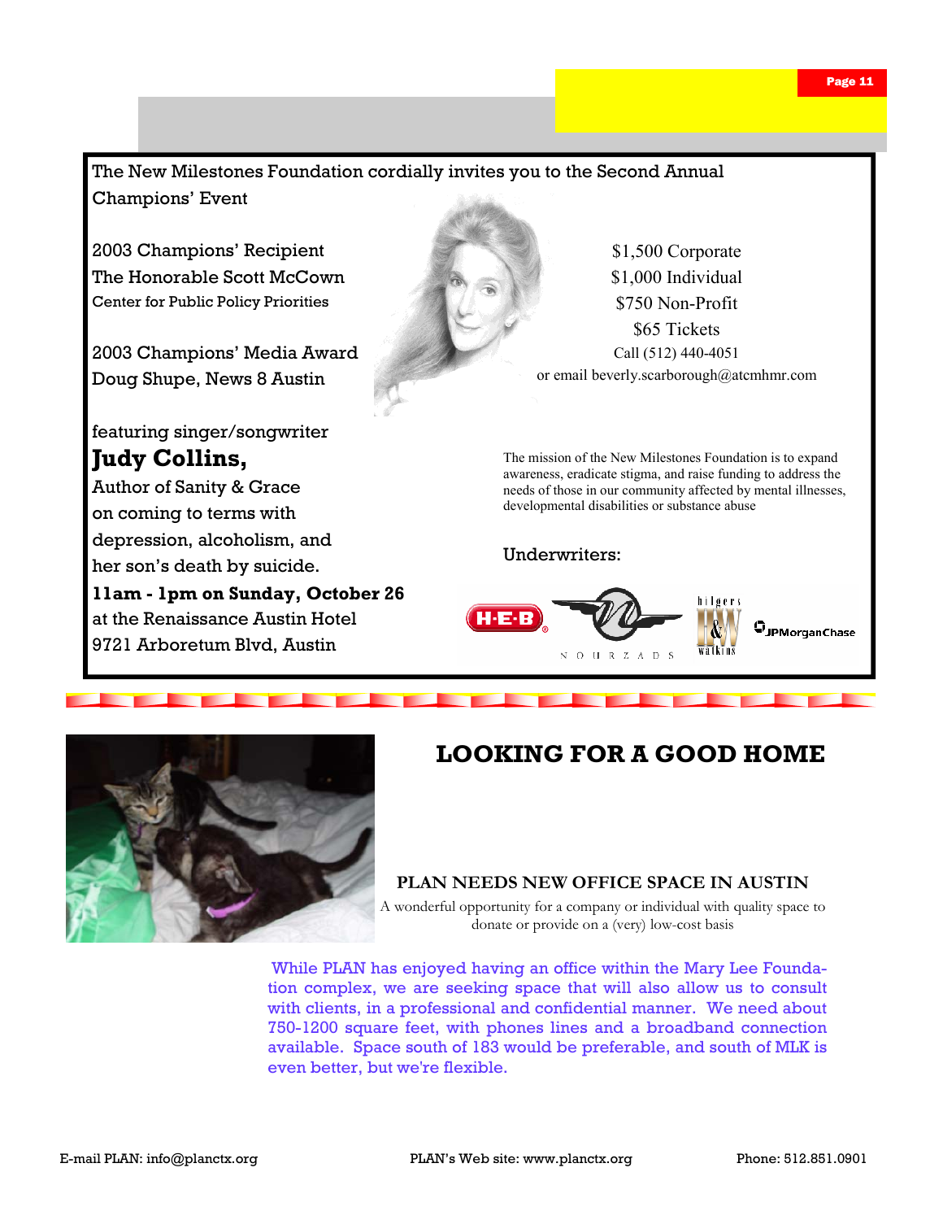The New Milestones Foundation cordially invites you to the Second Annual Champions' Event

2003 Champions' Recipient
The Honorable Scott McCown
Center for Public Policy Priorities

2003 Champions' Media Award
Doug Shupe, News 8 Austin

featuring singer/songwriter
**Judy Collins,**
Author of Sanity & Grace
on coming to terms with depression, alcoholism, and her son's death by suicide.
**11am - 1pm on Sunday, October 26**
at the Renaissance Austin Hotel
9721 Arboretum Blvd, Austin

$1,500 Corporate
$1,000 Individual
$750 Non-Profit
$65 Tickets
Call (512) 440-4051
or email beverly.scarborough@atcmhmr.com

The mission of the New Milestones Foundation is to expand awareness, eradicate stigma, and raise funding to address the needs of those in our community affected by mental illnesses, developmental disabilities or substance abuse

Underwriters:

H-E-B · Nourzads · Hilgers & Watkins · JPMorganChase

# LOOKING FOR A GOOD HOME

## PLAN NEEDS NEW OFFICE SPACE IN AUSTIN

A wonderful opportunity for a company or individual with quality space to donate or provide on a (very) low-cost basis

While PLAN has enjoyed having an office within the Mary Lee Foundation complex, we are seeking space that will also allow us to consult with clients, in a professional and confidential manner. We need about 750-1200 square feet, with phones lines and a broadband connection available. Space south of 183 would be preferable, and south of MLK is even better, but we're flexible.

E-mail PLAN: info@planctx.org | PLAN's Web site: www.planctx.org | Phone: 512.851.0901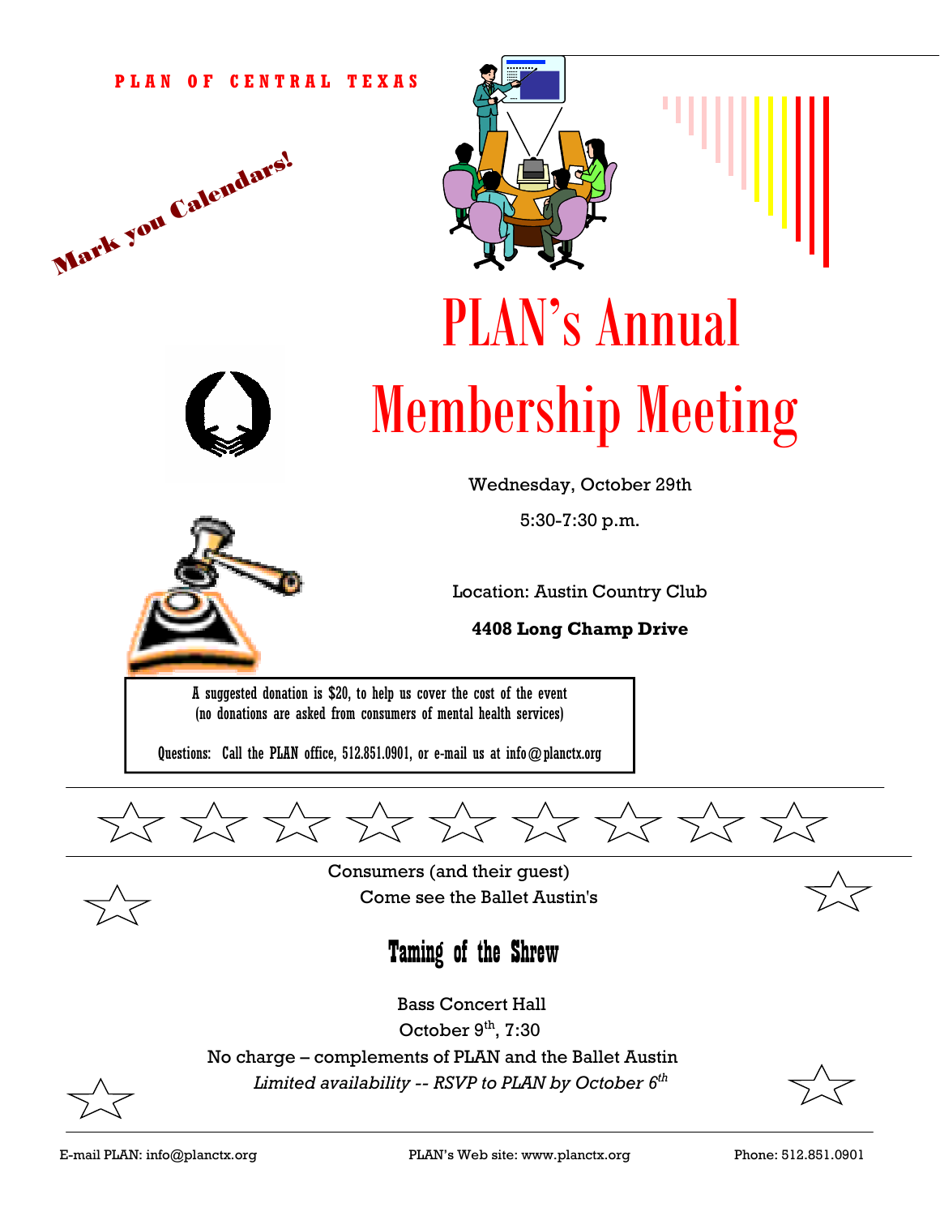PLAN OF CENTRAL TEXAS

Mark you Calendars!

# PLAN's Annual Membership Meeting

Wednesday, October 29th

5:30-7:30 p.m.

Location: Austin Country Club

**4408 Long Champ Drive**

A suggested donation is $20, to help us cover the cost of the event
(no donations are asked from consumers of mental health services)

Questions: Call the PLAN office, 512.851.0901, or e-mail us at info@planctx.org

☆ ☆ ☆ ☆ ☆ ☆ ☆ ☆ ☆

Consumers (and their guest)
Come see the Ballet Austin's

## Taming of the Shrew

Bass Concert Hall

October 9th, 7:30

No charge – complements of PLAN and the Ballet Austin

*Limited availability -- RSVP to PLAN by October 6th*

E-mail PLAN: info@planctx.org PLAN's Web site: www.planctx.org Phone: 512.851.0901